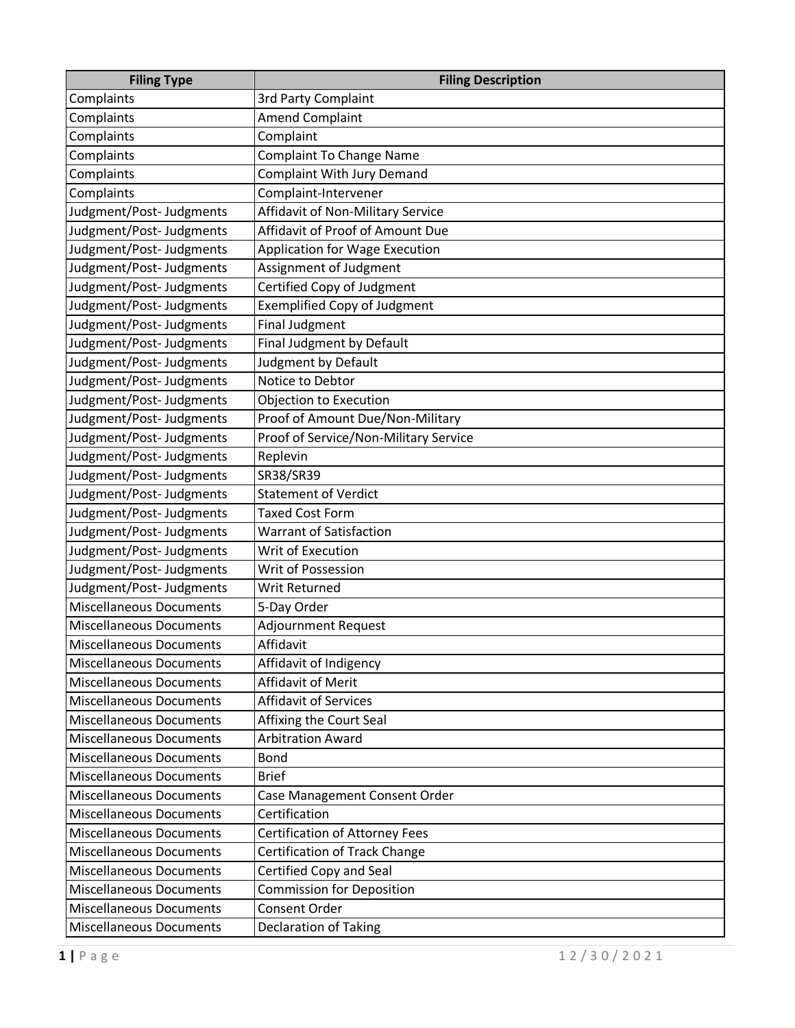| Filing Type | Filing Description |
| --- | --- |
| Complaints | 3rd Party Complaint |
| Complaints | Amend Complaint |
| Complaints | Complaint |
| Complaints | Complaint To Change Name |
| Complaints | Complaint With Jury Demand |
| Complaints | Complaint-Intervener |
| Judgment/Post- Judgments | Affidavit of Non-Military Service |
| Judgment/Post- Judgments | Affidavit of Proof of Amount Due |
| Judgment/Post- Judgments | Application for Wage Execution |
| Judgment/Post- Judgments | Assignment of Judgment |
| Judgment/Post- Judgments | Certified Copy of Judgment |
| Judgment/Post- Judgments | Exemplified Copy of Judgment |
| Judgment/Post- Judgments | Final Judgment |
| Judgment/Post- Judgments | Final Judgment by Default |
| Judgment/Post- Judgments | Judgment by Default |
| Judgment/Post- Judgments | Notice to Debtor |
| Judgment/Post- Judgments | Objection to Execution |
| Judgment/Post- Judgments | Proof of Amount Due/Non-Military |
| Judgment/Post- Judgments | Proof of Service/Non-Military Service |
| Judgment/Post- Judgments | Replevin |
| Judgment/Post- Judgments | SR38/SR39 |
| Judgment/Post- Judgments | Statement of Verdict |
| Judgment/Post- Judgments | Taxed Cost Form |
| Judgment/Post- Judgments | Warrant of Satisfaction |
| Judgment/Post- Judgments | Writ of Execution |
| Judgment/Post- Judgments | Writ of Possession |
| Judgment/Post- Judgments | Writ Returned |
| Miscellaneous Documents | 5-Day Order |
| Miscellaneous Documents | Adjournment Request |
| Miscellaneous Documents | Affidavit |
| Miscellaneous Documents | Affidavit of Indigency |
| Miscellaneous Documents | Affidavit of Merit |
| Miscellaneous Documents | Affidavit of Services |
| Miscellaneous Documents | Affixing the Court Seal |
| Miscellaneous Documents | Arbitration Award |
| Miscellaneous Documents | Bond |
| Miscellaneous Documents | Brief |
| Miscellaneous Documents | Case Management Consent Order |
| Miscellaneous Documents | Certification |
| Miscellaneous Documents | Certification of Attorney Fees |
| Miscellaneous Documents | Certification of Track Change |
| Miscellaneous Documents | Certified Copy and Seal |
| Miscellaneous Documents | Commission for Deposition |
| Miscellaneous Documents | Consent Order |
| Miscellaneous Documents | Declaration of Taking |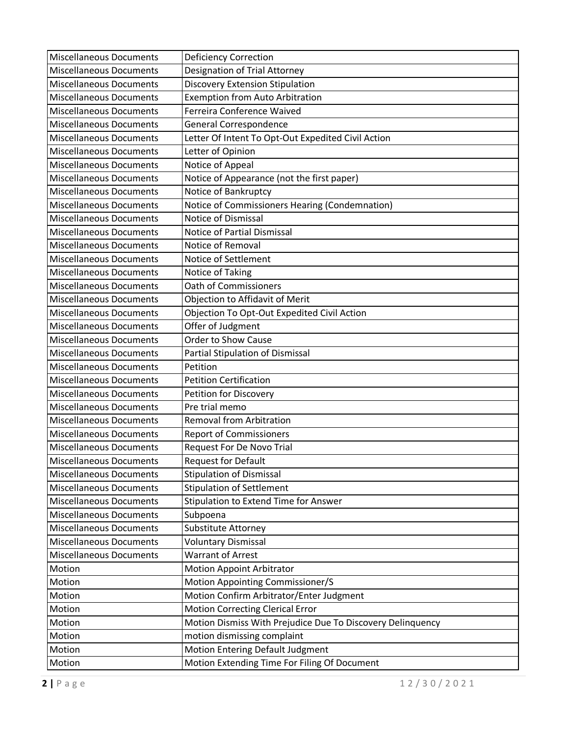| Miscellaneous Documents | Deficiency Correction |
|---|---|
| Miscellaneous Documents | Designation of Trial Attorney |
| Miscellaneous Documents | Discovery Extension Stipulation |
| Miscellaneous Documents | Exemption from Auto Arbitration |
| Miscellaneous Documents | Ferreira Conference Waived |
| Miscellaneous Documents | General Correspondence |
| Miscellaneous Documents | Letter Of Intent To Opt-Out Expedited Civil Action |
| Miscellaneous Documents | Letter of Opinion |
| Miscellaneous Documents | Notice of Appeal |
| Miscellaneous Documents | Notice of Appearance (not the first paper) |
| Miscellaneous Documents | Notice of Bankruptcy |
| Miscellaneous Documents | Notice of Commissioners Hearing (Condemnation) |
| Miscellaneous Documents | Notice of Dismissal |
| Miscellaneous Documents | Notice of Partial Dismissal |
| Miscellaneous Documents | Notice of Removal |
| Miscellaneous Documents | Notice of Settlement |
| Miscellaneous Documents | Notice of Taking |
| Miscellaneous Documents | Oath of Commissioners |
| Miscellaneous Documents | Objection to Affidavit of Merit |
| Miscellaneous Documents | Objection To Opt-Out Expedited Civil Action |
| Miscellaneous Documents | Offer of Judgment |
| Miscellaneous Documents | Order to Show Cause |
| Miscellaneous Documents | Partial Stipulation of Dismissal |
| Miscellaneous Documents | Petition |
| Miscellaneous Documents | Petition Certification |
| Miscellaneous Documents | Petition for Discovery |
| Miscellaneous Documents | Pre trial memo |
| Miscellaneous Documents | Removal from Arbitration |
| Miscellaneous Documents | Report of Commissioners |
| Miscellaneous Documents | Request For De Novo Trial |
| Miscellaneous Documents | Request for Default |
| Miscellaneous Documents | Stipulation of Dismissal |
| Miscellaneous Documents | Stipulation of Settlement |
| Miscellaneous Documents | Stipulation to Extend Time for Answer |
| Miscellaneous Documents | Subpoena |
| Miscellaneous Documents | Substitute Attorney |
| Miscellaneous Documents | Voluntary Dismissal |
| Miscellaneous Documents | Warrant of Arrest |
| Motion | Motion Appoint Arbitrator |
| Motion | Motion Appointing Commissioner/S |
| Motion | Motion Confirm Arbitrator/Enter Judgment |
| Motion | Motion Correcting Clerical Error |
| Motion | Motion Dismiss With Prejudice Due To Discovery Delinquency |
| Motion | motion dismissing complaint |
| Motion | Motion Entering Default Judgment |
| Motion | Motion Extending Time For Filing Of Document |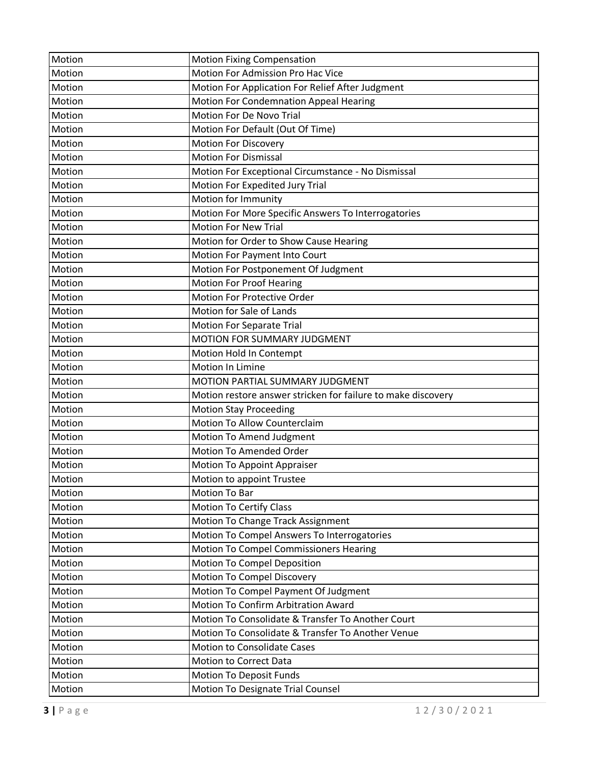| Motion | Motion Fixing Compensation |
| --- | --- |
| Motion | Motion For Admission Pro Hac Vice |
| Motion | Motion For Application For Relief After Judgment |
| Motion | Motion For Condemnation Appeal Hearing |
| Motion | Motion For De Novo Trial |
| Motion | Motion For Default (Out Of Time) |
| Motion | Motion For Discovery |
| Motion | Motion For Dismissal |
| Motion | Motion For Exceptional Circumstance - No Dismissal |
| Motion | Motion For Expedited Jury Trial |
| Motion | Motion for Immunity |
| Motion | Motion For More Specific Answers To Interrogatories |
| Motion | Motion For New Trial |
| Motion | Motion for Order to Show Cause Hearing |
| Motion | Motion For Payment Into Court |
| Motion | Motion For Postponement Of Judgment |
| Motion | Motion For Proof Hearing |
| Motion | Motion For Protective Order |
| Motion | Motion for Sale of Lands |
| Motion | Motion For Separate Trial |
| Motion | MOTION FOR SUMMARY JUDGMENT |
| Motion | Motion Hold In Contempt |
| Motion | Motion In Limine |
| Motion | MOTION PARTIAL SUMMARY JUDGMENT |
| Motion | Motion restore answer stricken for failure to make discovery |
| Motion | Motion Stay Proceeding |
| Motion | Motion To Allow Counterclaim |
| Motion | Motion To Amend Judgment |
| Motion | Motion To Amended Order |
| Motion | Motion To Appoint Appraiser |
| Motion | Motion to appoint Trustee |
| Motion | Motion To Bar |
| Motion | Motion To Certify Class |
| Motion | Motion To Change Track Assignment |
| Motion | Motion To Compel Answers To Interrogatories |
| Motion | Motion To Compel Commissioners Hearing |
| Motion | Motion To Compel Deposition |
| Motion | Motion To Compel Discovery |
| Motion | Motion To Compel Payment Of Judgment |
| Motion | Motion To Confirm Arbitration Award |
| Motion | Motion To Consolidate & Transfer To Another Court |
| Motion | Motion To Consolidate & Transfer To Another Venue |
| Motion | Motion to Consolidate Cases |
| Motion | Motion to Correct Data |
| Motion | Motion To Deposit Funds |
| Motion | Motion To Designate Trial Counsel |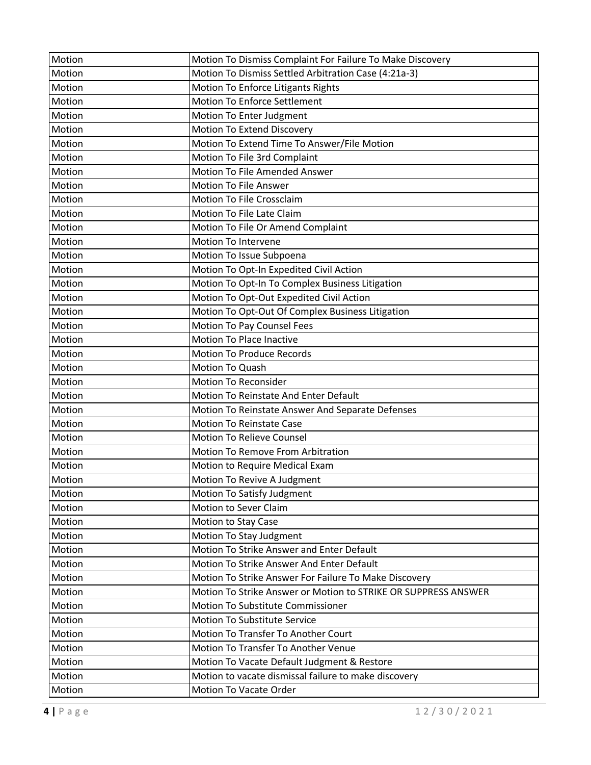| Motion | Motion To Dismiss Complaint For Failure To Make Discovery |
|---|---|
| Motion | Motion To Dismiss Settled Arbitration Case (4:21a-3) |
| Motion | Motion To Enforce Litigants Rights |
| Motion | Motion To Enforce Settlement |
| Motion | Motion To Enter Judgment |
| Motion | Motion To Extend Discovery |
| Motion | Motion To Extend Time To Answer/File Motion |
| Motion | Motion To File 3rd Complaint |
| Motion | Motion To File Amended Answer |
| Motion | Motion To File Answer |
| Motion | Motion To File Crossclaim |
| Motion | Motion To File Late Claim |
| Motion | Motion To File Or Amend Complaint |
| Motion | Motion To Intervene |
| Motion | Motion To Issue Subpoena |
| Motion | Motion To Opt-In Expedited Civil Action |
| Motion | Motion To Opt-In To Complex Business Litigation |
| Motion | Motion To Opt-Out Expedited Civil Action |
| Motion | Motion To Opt-Out Of Complex Business Litigation |
| Motion | Motion To Pay Counsel Fees |
| Motion | Motion To Place Inactive |
| Motion | Motion To Produce Records |
| Motion | Motion To Quash |
| Motion | Motion To Reconsider |
| Motion | Motion To Reinstate And Enter Default |
| Motion | Motion To Reinstate Answer And Separate Defenses |
| Motion | Motion To Reinstate Case |
| Motion | Motion To Relieve Counsel |
| Motion | Motion To Remove From Arbitration |
| Motion | Motion to Require Medical Exam |
| Motion | Motion To Revive A Judgment |
| Motion | Motion To Satisfy Judgment |
| Motion | Motion to Sever Claim |
| Motion | Motion to Stay Case |
| Motion | Motion To Stay Judgment |
| Motion | Motion To Strike Answer and Enter Default |
| Motion | Motion To Strike Answer And Enter Default |
| Motion | Motion To Strike Answer For Failure To Make Discovery |
| Motion | Motion To Strike Answer or Motion to STRIKE OR SUPPRESS ANSWER |
| Motion | Motion To Substitute Commissioner |
| Motion | Motion To Substitute Service |
| Motion | Motion To Transfer To Another Court |
| Motion | Motion To Transfer To Another Venue |
| Motion | Motion To Vacate Default Judgment & Restore |
| Motion | Motion to vacate dismissal failure to make discovery |
| Motion | Motion To Vacate Order |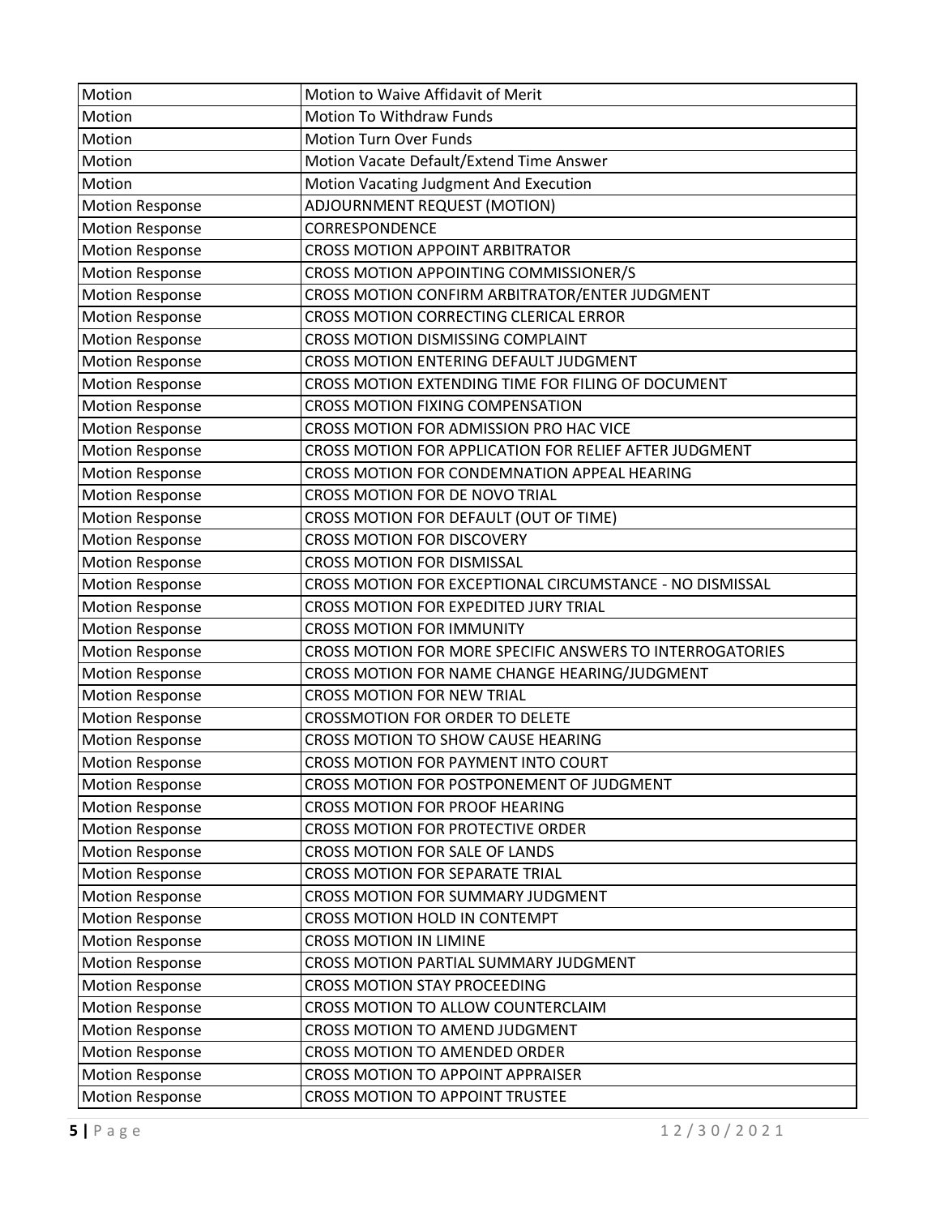| Motion | Motion to Waive Affidavit of Merit |
|---|---|
| Motion | Motion To Withdraw Funds |
| Motion | Motion Turn Over Funds |
| Motion | Motion Vacate Default/Extend Time Answer |
| Motion | Motion Vacating Judgment And Execution |
| Motion Response | ADJOURNMENT REQUEST (MOTION) |
| Motion Response | CORRESPONDENCE |
| Motion Response | CROSS MOTION APPOINT ARBITRATOR |
| Motion Response | CROSS MOTION APPOINTING COMMISSIONER/S |
| Motion Response | CROSS MOTION CONFIRM ARBITRATOR/ENTER JUDGMENT |
| Motion Response | CROSS MOTION CORRECTING CLERICAL ERROR |
| Motion Response | CROSS MOTION DISMISSING COMPLAINT |
| Motion Response | CROSS MOTION ENTERING DEFAULT JUDGMENT |
| Motion Response | CROSS MOTION EXTENDING TIME FOR FILING OF DOCUMENT |
| Motion Response | CROSS MOTION FIXING COMPENSATION |
| Motion Response | CROSS MOTION FOR ADMISSION PRO HAC VICE |
| Motion Response | CROSS MOTION FOR APPLICATION FOR RELIEF AFTER JUDGMENT |
| Motion Response | CROSS MOTION FOR CONDEMNATION APPEAL HEARING |
| Motion Response | CROSS MOTION FOR DE NOVO TRIAL |
| Motion Response | CROSS MOTION FOR DEFAULT (OUT OF TIME) |
| Motion Response | CROSS MOTION FOR DISCOVERY |
| Motion Response | CROSS MOTION FOR DISMISSAL |
| Motion Response | CROSS MOTION FOR EXCEPTIONAL CIRCUMSTANCE - NO DISMISSAL |
| Motion Response | CROSS MOTION FOR EXPEDITED JURY TRIAL |
| Motion Response | CROSS MOTION FOR IMMUNITY |
| Motion Response | CROSS MOTION FOR MORE SPECIFIC ANSWERS TO INTERROGATORIES |
| Motion Response | CROSS MOTION FOR NAME CHANGE HEARING/JUDGMENT |
| Motion Response | CROSS MOTION FOR NEW TRIAL |
| Motion Response | CROSSMOTION FOR ORDER TO DELETE |
| Motion Response | CROSS MOTION TO SHOW CAUSE HEARING |
| Motion Response | CROSS MOTION FOR PAYMENT INTO COURT |
| Motion Response | CROSS MOTION FOR POSTPONEMENT OF JUDGMENT |
| Motion Response | CROSS MOTION FOR PROOF HEARING |
| Motion Response | CROSS MOTION FOR PROTECTIVE ORDER |
| Motion Response | CROSS MOTION FOR SALE OF LANDS |
| Motion Response | CROSS MOTION FOR SEPARATE TRIAL |
| Motion Response | CROSS MOTION FOR SUMMARY JUDGMENT |
| Motion Response | CROSS MOTION HOLD IN CONTEMPT |
| Motion Response | CROSS MOTION IN LIMINE |
| Motion Response | CROSS MOTION PARTIAL SUMMARY JUDGMENT |
| Motion Response | CROSS MOTION STAY PROCEEDING |
| Motion Response | CROSS MOTION TO ALLOW COUNTERCLAIM |
| Motion Response | CROSS MOTION TO AMEND JUDGMENT |
| Motion Response | CROSS MOTION TO AMENDED ORDER |
| Motion Response | CROSS MOTION TO APPOINT APPRAISER |
| Motion Response | CROSS MOTION TO APPOINT TRUSTEE |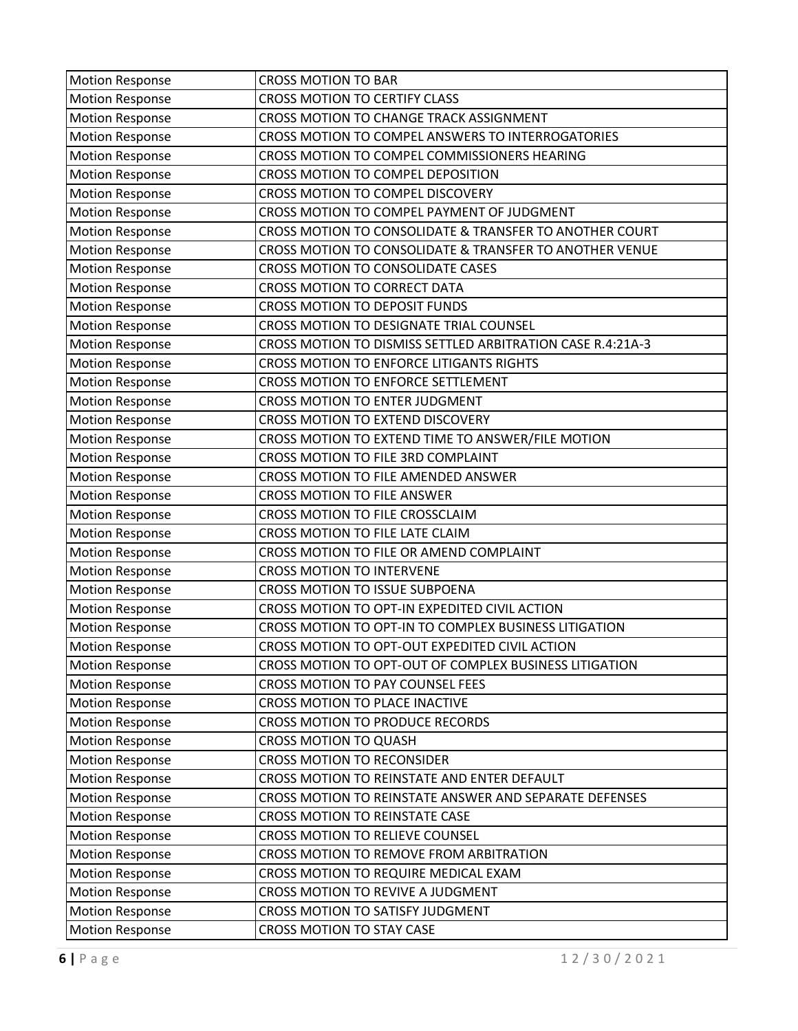| Motion Response | CROSS MOTION TO BAR |
|---|---|
| Motion Response | CROSS MOTION TO CERTIFY CLASS |
| Motion Response | CROSS MOTION TO CHANGE TRACK ASSIGNMENT |
| Motion Response | CROSS MOTION TO COMPEL ANSWERS TO INTERROGATORIES |
| Motion Response | CROSS MOTION TO COMPEL COMMISSIONERS HEARING |
| Motion Response | CROSS MOTION TO COMPEL DEPOSITION |
| Motion Response | CROSS MOTION TO COMPEL DISCOVERY |
| Motion Response | CROSS MOTION TO COMPEL PAYMENT OF JUDGMENT |
| Motion Response | CROSS MOTION TO CONSOLIDATE & TRANSFER TO ANOTHER COURT |
| Motion Response | CROSS MOTION TO CONSOLIDATE & TRANSFER TO ANOTHER VENUE |
| Motion Response | CROSS MOTION TO CONSOLIDATE CASES |
| Motion Response | CROSS MOTION TO CORRECT DATA |
| Motion Response | CROSS MOTION TO DEPOSIT FUNDS |
| Motion Response | CROSS MOTION TO DESIGNATE TRIAL COUNSEL |
| Motion Response | CROSS MOTION TO DISMISS SETTLED ARBITRATION CASE R.4:21A-3 |
| Motion Response | CROSS MOTION TO ENFORCE LITIGANTS RIGHTS |
| Motion Response | CROSS MOTION TO ENFORCE SETTLEMENT |
| Motion Response | CROSS MOTION TO ENTER JUDGMENT |
| Motion Response | CROSS MOTION TO EXTEND DISCOVERY |
| Motion Response | CROSS MOTION TO EXTEND TIME TO ANSWER/FILE MOTION |
| Motion Response | CROSS MOTION TO FILE 3RD COMPLAINT |
| Motion Response | CROSS MOTION TO FILE AMENDED ANSWER |
| Motion Response | CROSS MOTION TO FILE ANSWER |
| Motion Response | CROSS MOTION TO FILE CROSSCLAIM |
| Motion Response | CROSS MOTION TO FILE LATE CLAIM |
| Motion Response | CROSS MOTION TO FILE OR AMEND COMPLAINT |
| Motion Response | CROSS MOTION TO INTERVENE |
| Motion Response | CROSS MOTION TO ISSUE SUBPOENA |
| Motion Response | CROSS MOTION TO OPT-IN EXPEDITED CIVIL ACTION |
| Motion Response | CROSS MOTION TO OPT-IN TO COMPLEX BUSINESS LITIGATION |
| Motion Response | CROSS MOTION TO OPT-OUT EXPEDITED CIVIL ACTION |
| Motion Response | CROSS MOTION TO OPT-OUT OF COMPLEX BUSINESS LITIGATION |
| Motion Response | CROSS MOTION TO PAY COUNSEL FEES |
| Motion Response | CROSS MOTION TO PLACE INACTIVE |
| Motion Response | CROSS MOTION TO PRODUCE RECORDS |
| Motion Response | CROSS MOTION TO QUASH |
| Motion Response | CROSS MOTION TO RECONSIDER |
| Motion Response | CROSS MOTION TO REINSTATE AND ENTER DEFAULT |
| Motion Response | CROSS MOTION TO REINSTATE ANSWER AND SEPARATE DEFENSES |
| Motion Response | CROSS MOTION TO REINSTATE CASE |
| Motion Response | CROSS MOTION TO RELIEVE COUNSEL |
| Motion Response | CROSS MOTION TO REMOVE FROM ARBITRATION |
| Motion Response | CROSS MOTION TO REQUIRE MEDICAL EXAM |
| Motion Response | CROSS MOTION TO REVIVE A JUDGMENT |
| Motion Response | CROSS MOTION TO SATISFY JUDGMENT |
| Motion Response | CROSS MOTION TO STAY CASE |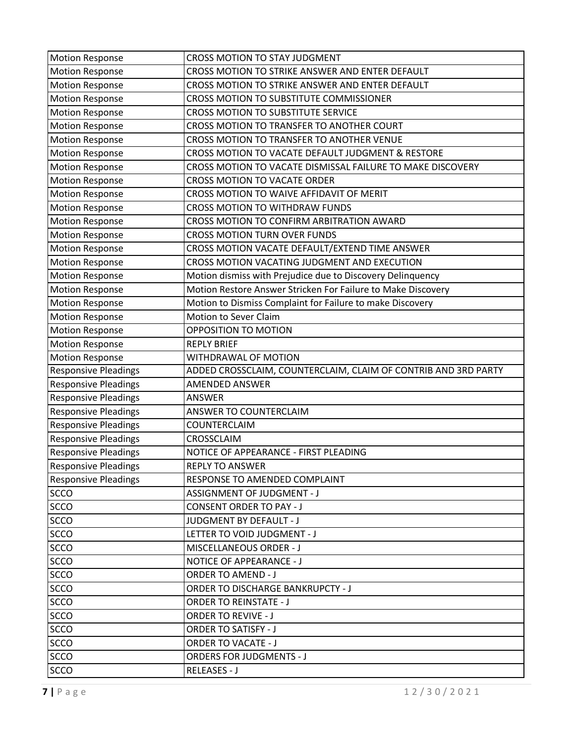| Motion Response | CROSS MOTION TO STAY JUDGMENT |
|---|---|
| Motion Response | CROSS MOTION TO STRIKE ANSWER AND ENTER DEFAULT |
| Motion Response | CROSS MOTION TO STRIKE ANSWER AND ENTER DEFAULT |
| Motion Response | CROSS MOTION TO SUBSTITUTE COMMISSIONER |
| Motion Response | CROSS MOTION TO SUBSTITUTE SERVICE |
| Motion Response | CROSS MOTION TO TRANSFER TO ANOTHER COURT |
| Motion Response | CROSS MOTION TO TRANSFER TO ANOTHER VENUE |
| Motion Response | CROSS MOTION TO VACATE DEFAULT JUDGMENT & RESTORE |
| Motion Response | CROSS MOTION TO VACATE DISMISSAL FAILURE TO MAKE DISCOVERY |
| Motion Response | CROSS MOTION TO VACATE ORDER |
| Motion Response | CROSS MOTION TO WAIVE AFFIDAVIT OF MERIT |
| Motion Response | CROSS MOTION TO WITHDRAW FUNDS |
| Motion Response | CROSS MOTION TO CONFIRM ARBITRATION AWARD |
| Motion Response | CROSS MOTION TURN OVER FUNDS |
| Motion Response | CROSS MOTION VACATE DEFAULT/EXTEND TIME ANSWER |
| Motion Response | CROSS MOTION VACATING JUDGMENT AND EXECUTION |
| Motion Response | Motion dismiss with Prejudice due to Discovery Delinquency |
| Motion Response | Motion Restore Answer Stricken For Failure to Make Discovery |
| Motion Response | Motion to Dismiss Complaint for Failure to make Discovery |
| Motion Response | Motion to Sever Claim |
| Motion Response | OPPOSITION TO MOTION |
| Motion Response | REPLY BRIEF |
| Motion Response | WITHDRAWAL OF MOTION |
| Responsive Pleadings | ADDED CROSSCLAIM, COUNTERCLAIM, CLAIM OF CONTRIB AND 3RD PARTY |
| Responsive Pleadings | AMENDED ANSWER |
| Responsive Pleadings | ANSWER |
| Responsive Pleadings | ANSWER TO COUNTERCLAIM |
| Responsive Pleadings | COUNTERCLAIM |
| Responsive Pleadings | CROSSCLAIM |
| Responsive Pleadings | NOTICE OF APPEARANCE - FIRST PLEADING |
| Responsive Pleadings | REPLY TO ANSWER |
| Responsive Pleadings | RESPONSE TO AMENDED COMPLAINT |
| SCCO | ASSIGNMENT OF JUDGMENT - J |
| SCCO | CONSENT ORDER TO PAY - J |
| SCCO | JUDGMENT BY DEFAULT - J |
| SCCO | LETTER TO VOID JUDGMENT - J |
| SCCO | MISCELLANEOUS ORDER - J |
| SCCO | NOTICE OF APPEARANCE - J |
| SCCO | ORDER TO AMEND - J |
| SCCO | ORDER TO DISCHARGE BANKRUPCTY - J |
| SCCO | ORDER TO REINSTATE - J |
| SCCO | ORDER TO REVIVE - J |
| SCCO | ORDER TO SATISFY - J |
| SCCO | ORDER TO VACATE - J |
| SCCO | ORDERS FOR JUDGMENTS - J |
| SCCO | RELEASES - J |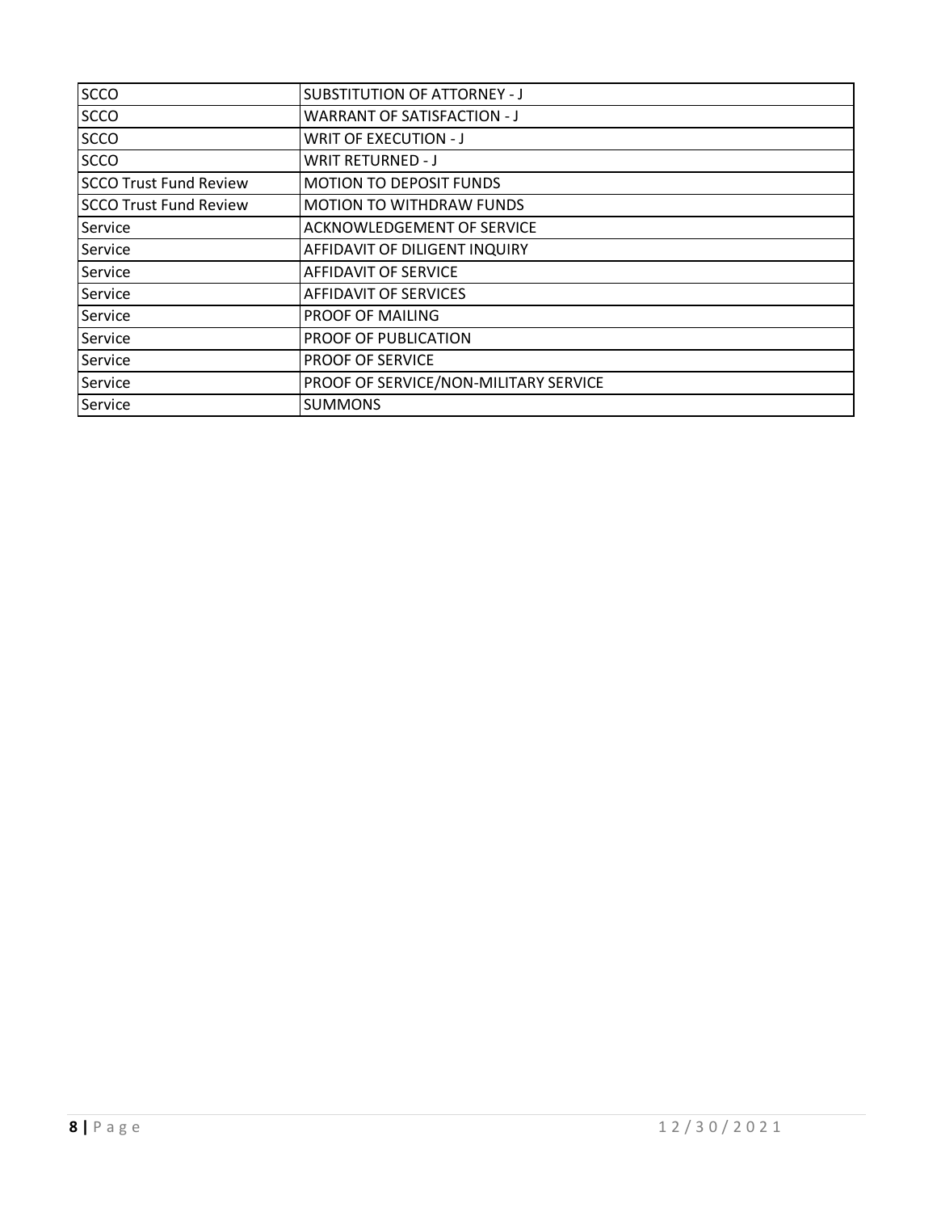| | |
|---|---|
| SCCO | SUBSTITUTION OF ATTORNEY - J |
| SCCO | WARRANT OF SATISFACTION - J |
| SCCO | WRIT OF EXECUTION - J |
| SCCO | WRIT RETURNED - J |
| SCCO Trust Fund Review | MOTION TO DEPOSIT FUNDS |
| SCCO Trust Fund Review | MOTION TO WITHDRAW FUNDS |
| Service | ACKNOWLEDGEMENT OF SERVICE |
| Service | AFFIDAVIT OF DILIGENT INQUIRY |
| Service | AFFIDAVIT OF SERVICE |
| Service | AFFIDAVIT OF SERVICES |
| Service | PROOF OF MAILING |
| Service | PROOF OF PUBLICATION |
| Service | PROOF OF SERVICE |
| Service | PROOF OF SERVICE/NON-MILITARY SERVICE |
| Service | SUMMONS |